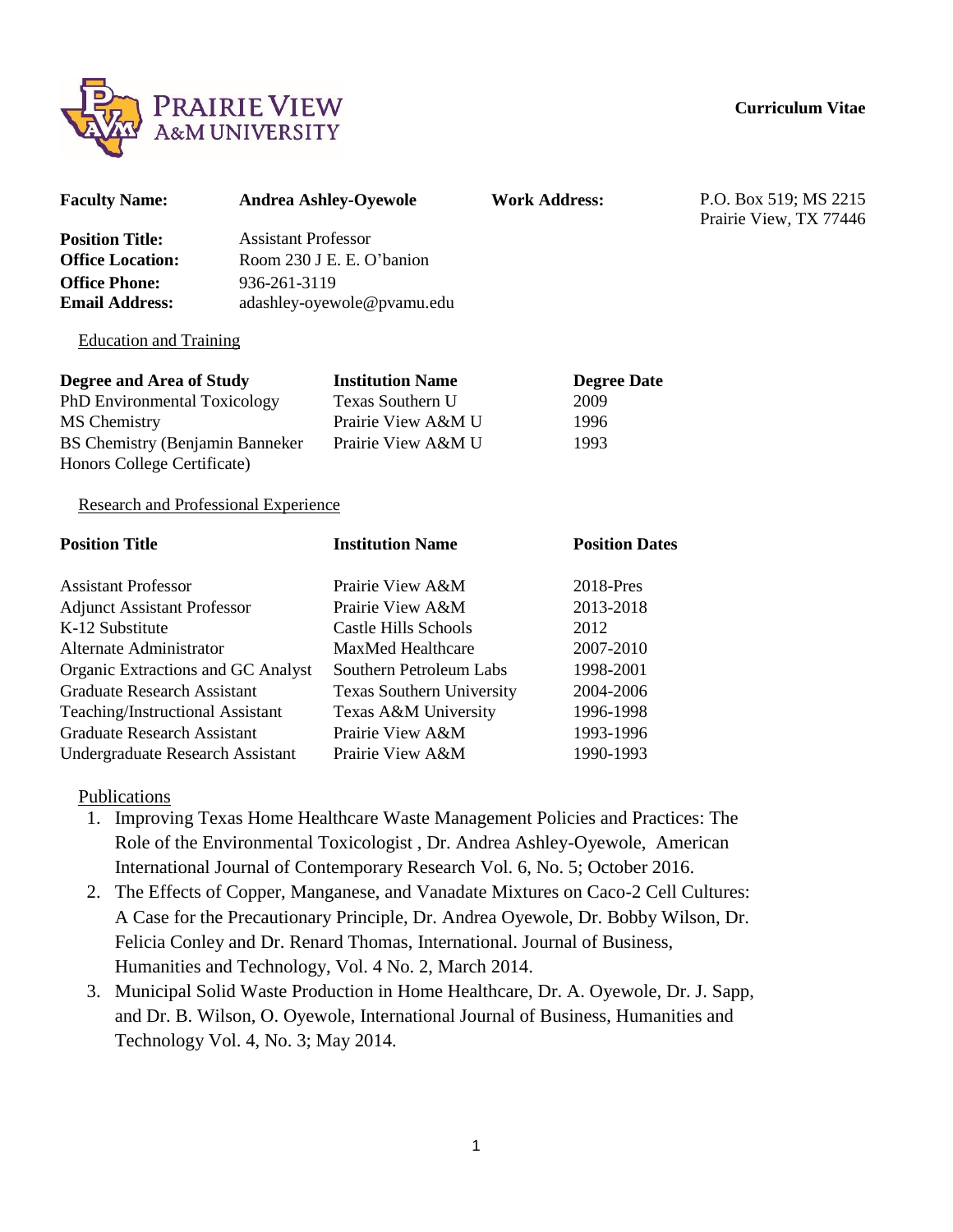**Curriculum Vitae**

| | | | |
|---|---|---|---|
| **Faculty Name:** | **Andrea Ashley-Oyewole** | **Work Address:** | P.O. Box 519; MS 2215<br>Prairie View, TX 77446 |
| **Position Title:** | Assistant Professor | | |
| **Office Location:** | Room 230 J E. E. O'banion | | |
| **Office Phone:** | 936-261-3119 | | |
| **Email Address:** | adashley-oyewole@pvamu.edu | | |

## Education and Training

| Degree and Area of Study | Institution Name | Degree Date |
|---|---|---|
| PhD Environmental Toxicology | Texas Southern U | 2009 |
| MS Chemistry | Prairie View A&M U | 1996 |
| BS Chemistry (Benjamin Banneker Honors College Certificate) | Prairie View A&M U | 1993 |

## Research and Professional Experience

| Position Title | Institution Name | Position Dates |
|---|---|---|
| Assistant Professor | Prairie View A&M | 2018-Pres |
| Adjunct Assistant Professor | Prairie View A&M | 2013-2018 |
| K-12 Substitute | Castle Hills Schools | 2012 |
| Alternate Administrator | MaxMed Healthcare | 2007-2010 |
| Organic Extractions and GC Analyst | Southern Petroleum Labs | 1998-2001 |
| Graduate Research Assistant | Texas Southern University | 2004-2006 |
| Teaching/Instructional Assistant | Texas A&M University | 1996-1998 |
| Graduate Research Assistant | Prairie View A&M | 1993-1996 |
| Undergraduate Research Assistant | Prairie View A&M | 1990-1993 |

## Publications

1. Improving Texas Home Healthcare Waste Management Policies and Practices: The Role of the Environmental Toxicologist , Dr. Andrea Ashley-Oyewole, American International Journal of Contemporary Research Vol. 6, No. 5; October 2016.
2. The Effects of Copper, Manganese, and Vanadate Mixtures on Caco-2 Cell Cultures: A Case for the Precautionary Principle, Dr. Andrea Oyewole, Dr. Bobby Wilson, Dr. Felicia Conley and Dr. Renard Thomas, International. Journal of Business, Humanities and Technology, Vol. 4 No. 2, March 2014.
3. Municipal Solid Waste Production in Home Healthcare, Dr. A. Oyewole, Dr. J. Sapp, and Dr. B. Wilson, O. Oyewole, International Journal of Business, Humanities and Technology Vol. 4, No. 3; May 2014.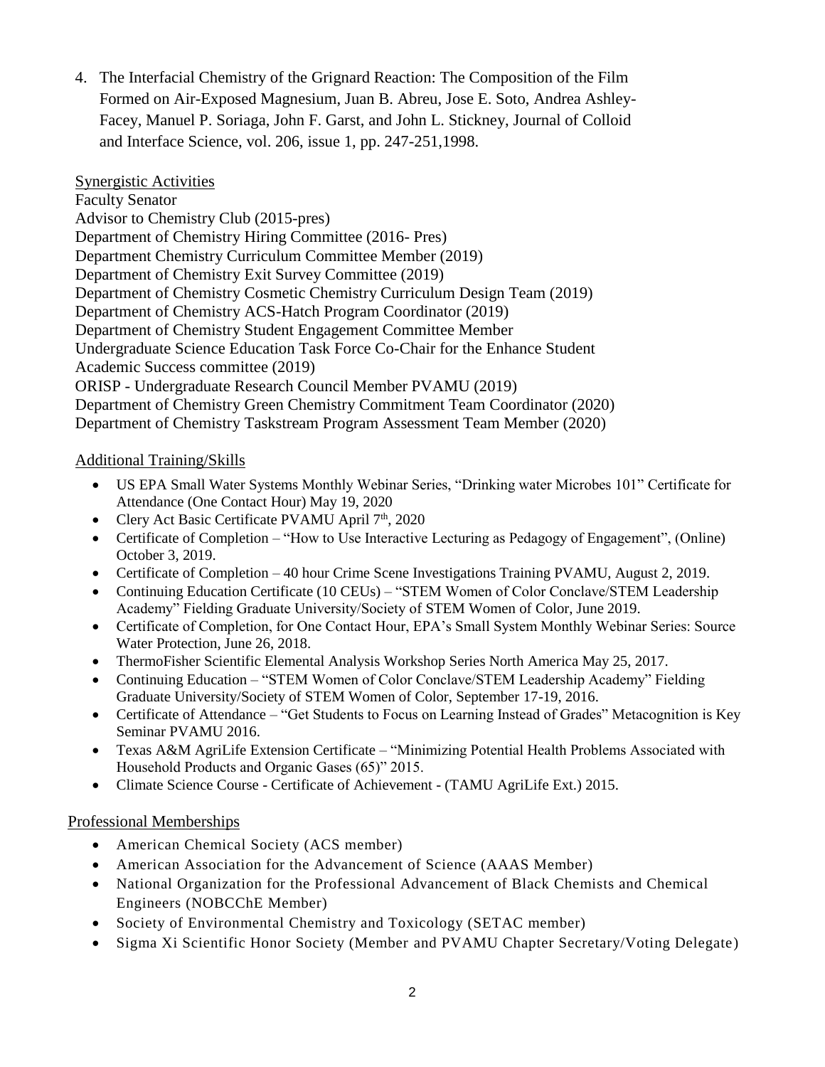4. The Interfacial Chemistry of the Grignard Reaction: The Composition of the Film Formed on Air-Exposed Magnesium, Juan B. Abreu, Jose E. Soto, Andrea Ashley-Facey, Manuel P. Soriaga, John F. Garst, and John L. Stickney, Journal of Colloid and Interface Science, vol. 206, issue 1, pp. 247-251,1998.

## Synergistic Activities

Faculty Senator
Advisor to Chemistry Club (2015-pres)
Department of Chemistry Hiring Committee (2016- Pres)
Department Chemistry Curriculum Committee Member (2019)
Department of Chemistry Exit Survey Committee (2019)
Department of Chemistry Cosmetic Chemistry Curriculum Design Team (2019)
Department of Chemistry ACS-Hatch Program Coordinator (2019)
Department of Chemistry Student Engagement Committee Member
Undergraduate Science Education Task Force Co-Chair for the Enhance Student Academic Success committee (2019)
ORISP - Undergraduate Research Council Member PVAMU (2019)
Department of Chemistry Green Chemistry Commitment Team Coordinator (2020)
Department of Chemistry Taskstream Program Assessment Team Member (2020)

## Additional Training/Skills

- US EPA Small Water Systems Monthly Webinar Series, "Drinking water Microbes 101" Certificate for Attendance (One Contact Hour) May 19, 2020
- Clery Act Basic Certificate PVAMU April 7th, 2020
- Certificate of Completion – "How to Use Interactive Lecturing as Pedagogy of Engagement", (Online) October 3, 2019.
- Certificate of Completion – 40 hour Crime Scene Investigations Training PVAMU, August 2, 2019.
- Continuing Education Certificate (10 CEUs) – "STEM Women of Color Conclave/STEM Leadership Academy" Fielding Graduate University/Society of STEM Women of Color, June 2019.
- Certificate of Completion, for One Contact Hour, EPA's Small System Monthly Webinar Series: Source Water Protection, June 26, 2018.
- ThermoFisher Scientific Elemental Analysis Workshop Series North America May 25, 2017.
- Continuing Education – "STEM Women of Color Conclave/STEM Leadership Academy" Fielding Graduate University/Society of STEM Women of Color, September 17-19, 2016.
- Certificate of Attendance – "Get Students to Focus on Learning Instead of Grades" Metacognition is Key Seminar PVAMU 2016.
- Texas A&M AgriLife Extension Certificate – "Minimizing Potential Health Problems Associated with Household Products and Organic Gases (65)" 2015.
- Climate Science Course - Certificate of Achievement - (TAMU AgriLife Ext.) 2015.

## Professional Memberships

- American Chemical Society (ACS member)
- American Association for the Advancement of Science (AAAS Member)
- National Organization for the Professional Advancement of Black Chemists and Chemical Engineers (NOBCChE Member)
- Society of Environmental Chemistry and Toxicology (SETAC member)
- Sigma Xi Scientific Honor Society (Member and PVAMU Chapter Secretary/Voting Delegate)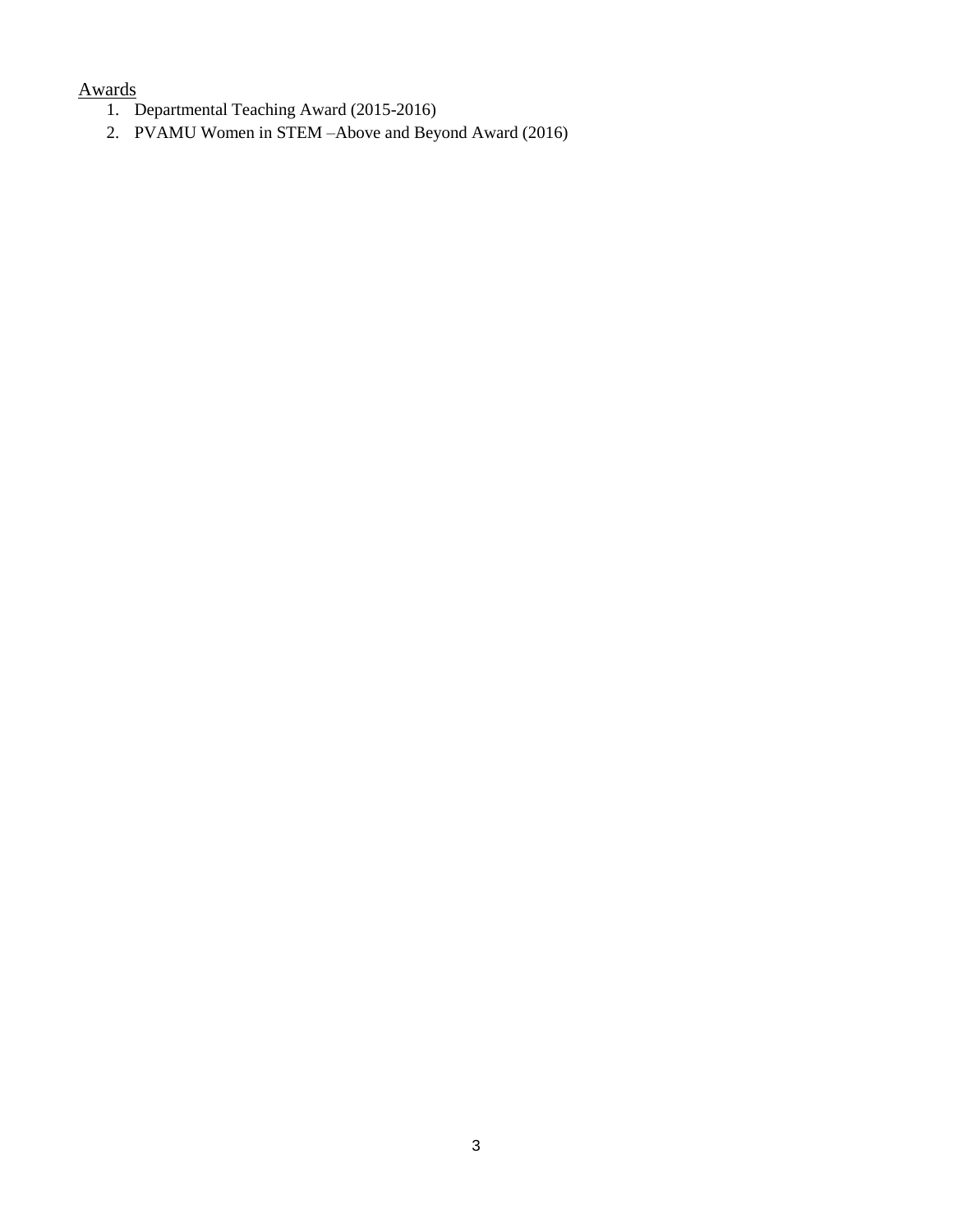Awards

1. Departmental Teaching Award (2015-2016)
2. PVAMU Women in STEM –Above and Beyond Award (2016)